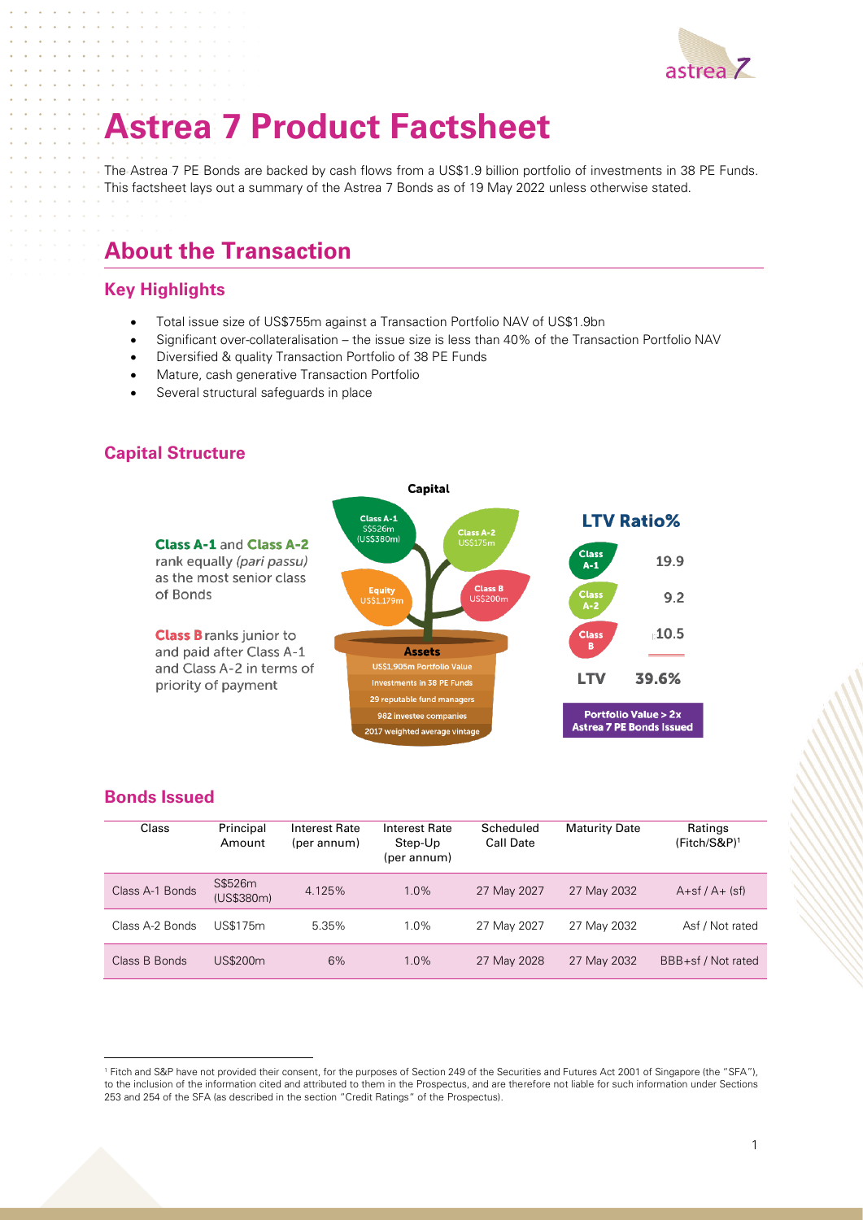# Astrea 7 Product Factsheet

The Astrea 7 PE Bonds are backed by cash flows from a US$1.9 billion portfolio of investments in 38 PE Funds. This factsheet lays out a summary of the Astrea 7 Bonds as of 19 May 2022 unless otherwise stated.

## About the Transaction

### Key Highlights

- Total issue size of US$755m against a Transaction Portfolio NAV of US$1.9bn
- Significant over-collateralisation – the issue size is less than 40% of the Transaction Portfolio NAV
- Diversified & quality Transaction Portfolio of 38 PE Funds
- Mature, cash generative Transaction Portfolio
- Several structural safeguards in place

### Capital Structure

**Class A-1** and **Class A-2** rank equally *(pari passu)* as the most senior class of Bonds

**Class B** ranks junior to and paid after Class A-1 and Class A-2 in terms of priority of payment

**Capital**

- Class A-1 S$526m (US$380m)
- Class A-2 US$175m
- Equity US$1.179m
- Class B US$200m

**Assets**

- US$1.905m Portfolio Value
- Investments in 38 PE Funds
- 29 reputable fund managers
- 982 investee companies
- 2017 weighted average vintage

**LTV Ratio%**

| | |
|---|---|
| Class A-1 | 19.9 |
| Class A-2 | 9.2 |
| Class B | 10.5 |
| LTV | 39.6% |

**Portfolio Value > 2x Astrea 7 PE Bonds Issued**

### Bonds Issued

| Class | Principal Amount | Interest Rate (per annum) | Interest Rate Step-Up (per annum) | Scheduled Call Date | Maturity Date | Ratings (Fitch/S&P)[1] |
|---|---|---|---|---|---|---|
| Class A-1 Bonds | S$526m (US$380m) | 4.125% | 1.0% | 27 May 2027 | 27 May 2032 | A+sf / A+ (sf) |
| Class A-2 Bonds | US$175m | 5.35% | 1.0% | 27 May 2027 | 27 May 2032 | Asf / Not rated |
| Class B Bonds | US$200m | 6% | 1.0% | 27 May 2028 | 27 May 2032 | BBB+sf / Not rated |

[1] Fitch and S&P have not provided their consent, for the purposes of Section 249 of the Securities and Futures Act 2001 of Singapore (the "SFA"), to the inclusion of the information cited and attributed to them in the Prospectus, and are therefore not liable for such information under Sections 253 and 254 of the SFA (as described in the section "Credit Ratings" of the Prospectus).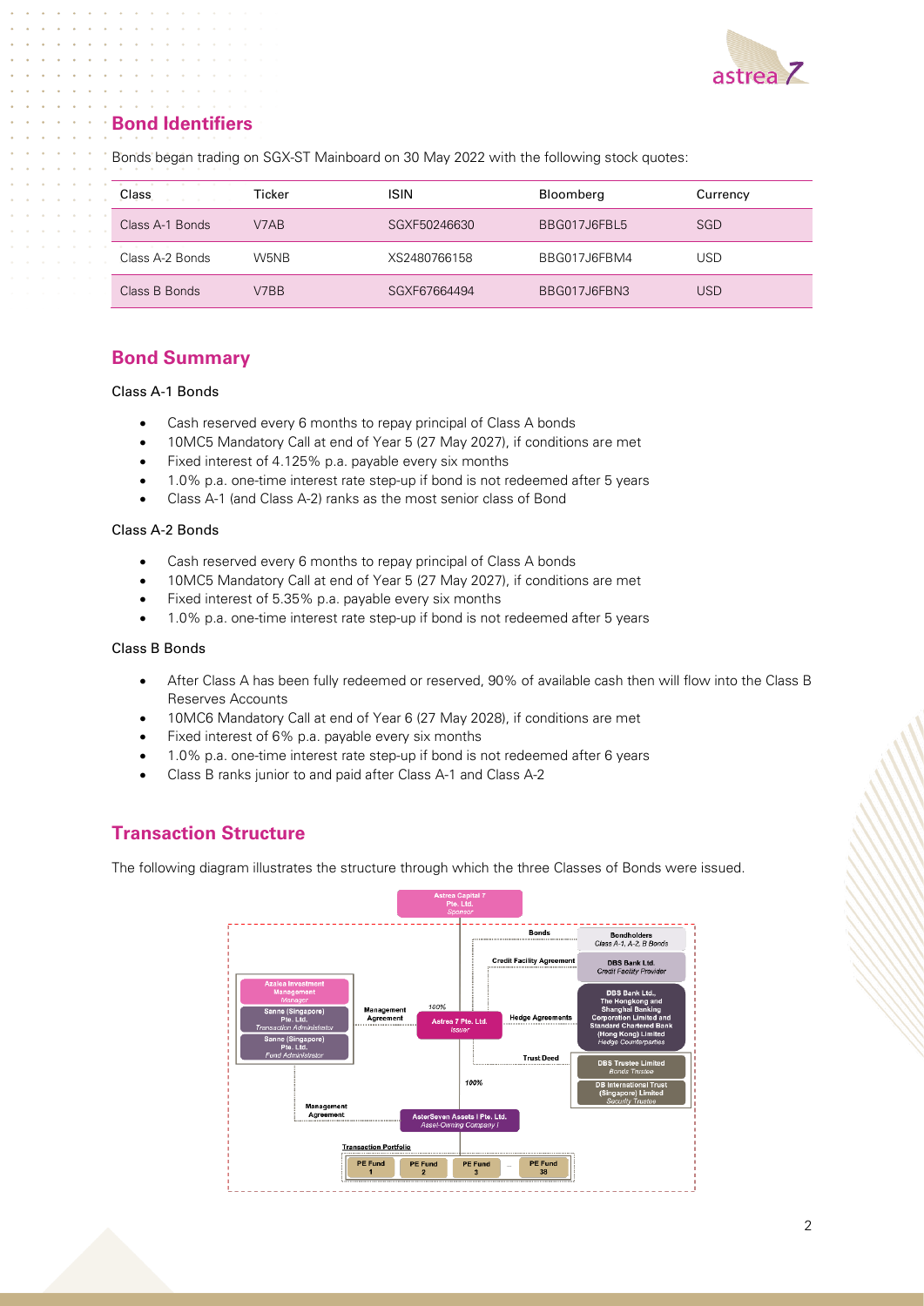## Bond Identifiers

Bonds began trading on SGX-ST Mainboard on 30 May 2022 with the following stock quotes:

| Class | Ticker | ISIN | Bloomberg | Currency |
|---|---|---|---|---|
| Class A-1 Bonds | V7AB | SGXF50246630 | BBG017J6FBL5 | SGD |
| Class A-2 Bonds | W5NB | XS2480766158 | BBG017J6FBM4 | USD |
| Class B Bonds | V7BB | SGXF67664494 | BBG017J6FBN3 | USD |

## Bond Summary

### Class A-1 Bonds

- Cash reserved every 6 months to repay principal of Class A bonds
- 10MC5 Mandatory Call at end of Year 5 (27 May 2027), if conditions are met
- Fixed interest of 4.125% p.a. payable every six months
- 1.0% p.a. one-time interest rate step-up if bond is not redeemed after 5 years
- Class A-1 (and Class A-2) ranks as the most senior class of Bond

### Class A-2 Bonds

- Cash reserved every 6 months to repay principal of Class A bonds
- 10MC5 Mandatory Call at end of Year 5 (27 May 2027), if conditions are met
- Fixed interest of 5.35% p.a. payable every six months
- 1.0% p.a. one-time interest rate step-up if bond is not redeemed after 5 years

### Class B Bonds

- After Class A has been fully redeemed or reserved, 90% of available cash then will flow into the Class B Reserves Accounts
- 10MC6 Mandatory Call at end of Year 6 (27 May 2028), if conditions are met
- Fixed interest of 6% p.a. payable every six months
- 1.0% p.a. one-time interest rate step-up if bond is not redeemed after 6 years
- Class B ranks junior to and paid after Class A-1 and Class A-2

## Transaction Structure

The following diagram illustrates the structure through which the three Classes of Bonds were issued.

Astrea Capital 7 Pte. Ltd. — *Sponsor*

Azalea Investment Management — *Manager*
Sanne (Singapore) Pte. Ltd. — *Transaction Administrator*
Sanne (Singapore) Pte. Ltd. — *Fund Administrator*

Management Agreement — 100% — Astrea 7 Pte. Ltd. — *Issuer*

Bonds — Bondholders (*Class A-1, A-2, B Bonds*)
Credit Facility Agreement — DBS Bank Ltd. (*Credit Facility Provider*)
Hedge Agreements — DBS Bank Ltd., The Hongkong and Shanghai Banking Corporation Limited and Standard Chartered Bank (Hong Kong) Limited (*Hedge Counterparties*)
Trust Deed — DBS Trustee Limited (*Bonds Trustee*); DB International Trust (Singapore) Limited (*Security Trustee*)

100% — Management Agreement — AsterSeven Assets I Pte. Ltd. — *Asset-Owning Company I*

Transaction Portfolio: PE Fund 1, PE Fund 2, PE Fund 3, ... PE Fund 38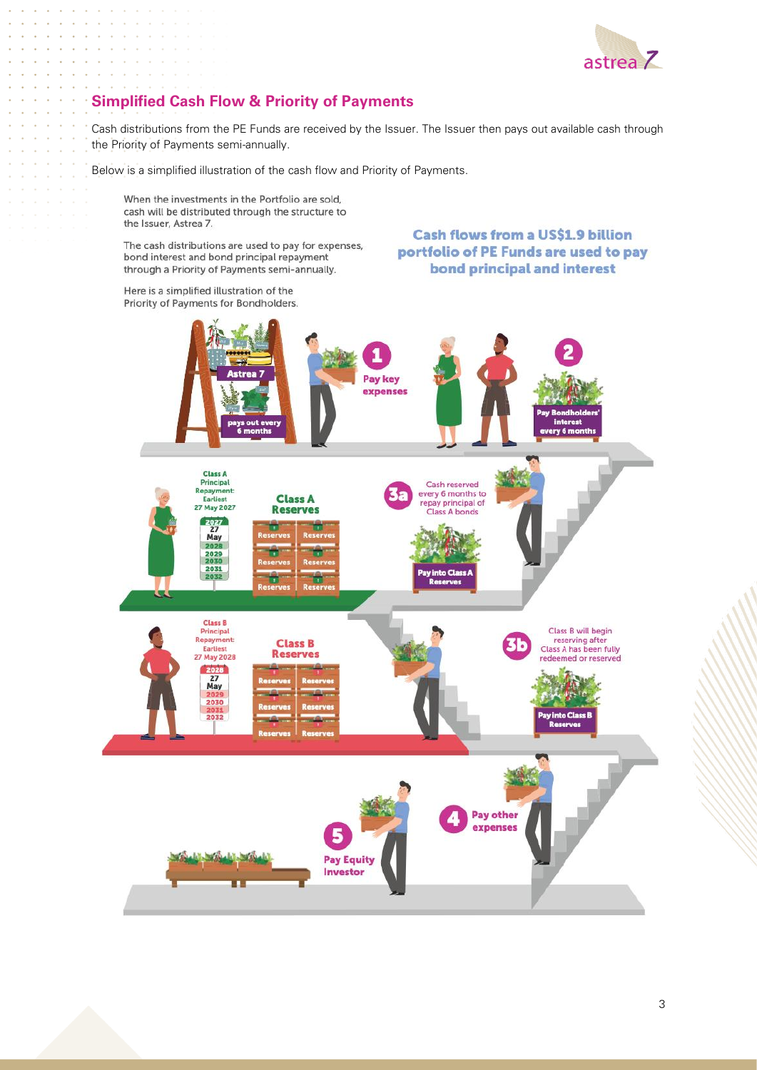## Simplified Cash Flow & Priority of Payments

Cash distributions from the PE Funds are received by the Issuer. The Issuer then pays out available cash through the Priority of Payments semi-annually.

Below is a simplified illustration of the cash flow and Priority of Payments.

When the investments in the Portfolio are sold, cash will be distributed through the structure to the Issuer, Astrea 7.

The cash distributions are used to pay for expenses, bond interest and bond principal repayment through a Priority of Payments semi-annually.

Here is a simplified illustration of the Priority of Payments for Bondholders.

**Cash flows from a US$1.9 billion portfolio of PE Funds are used to pay bond principal and interest**

Astrea 7 pays out every 6 months

1. Pay key expenses
2. Pay Bondholders' interest every 6 months

3a. Cash reserved every 6 months to repay principal of Class A bonds — Pay into Class A Reserves

Class A Principal Repayment: Earliest 27 May 2027

**Class A Reserves**

3b. Class B will begin reserving after Class A has been fully redeemed or reserved — Pay into Class B Reserves

Class B Principal Repayment: Earliest 27 May 2028

**Class B Reserves**

4. Pay other expenses
5. Pay Equity Investor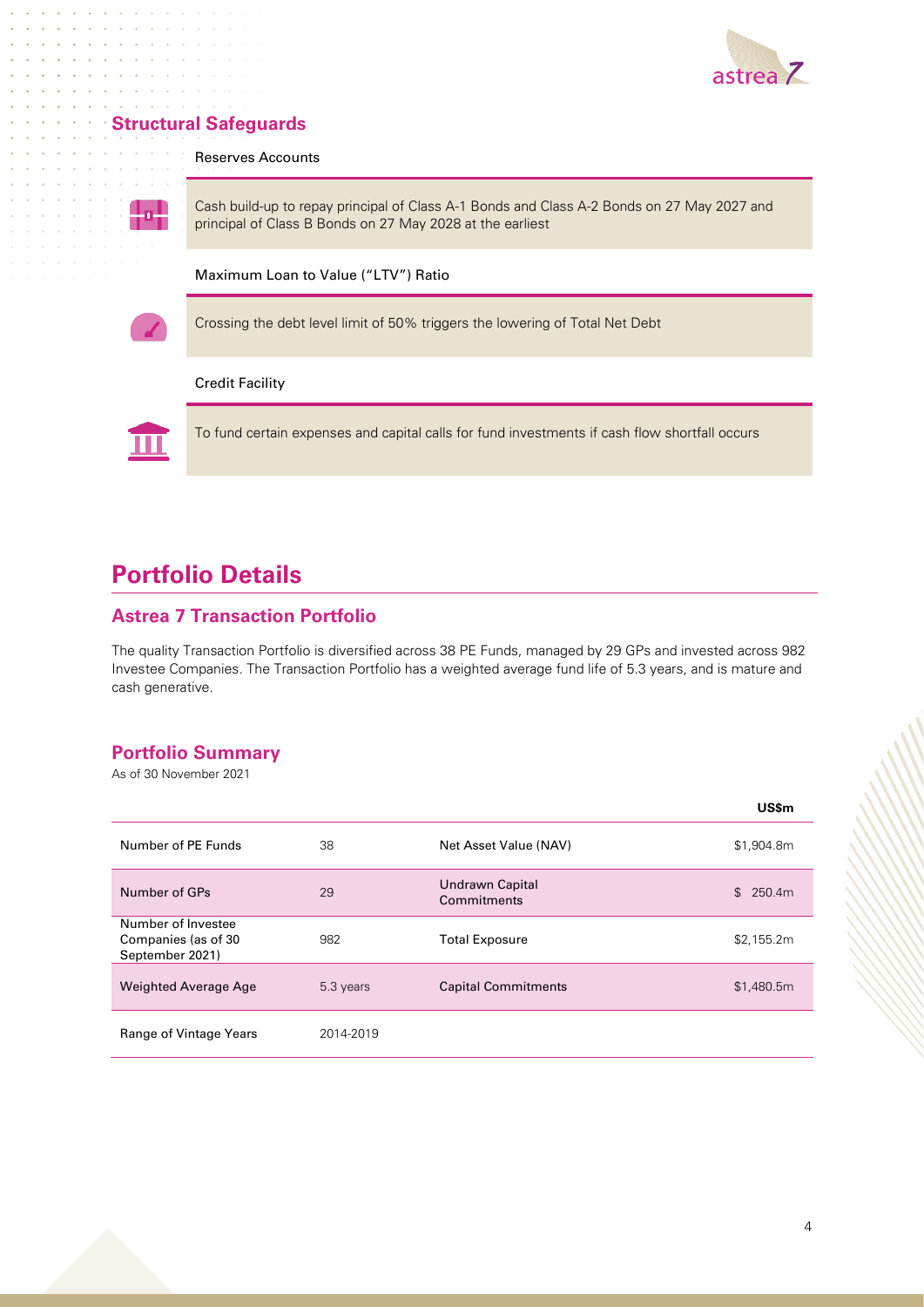## Structural Safeguards

### Reserves Accounts

Cash build-up to repay principal of Class A-1 Bonds and Class A-2 Bonds on 27 May 2027 and principal of Class B Bonds on 27 May 2028 at the earliest

### Maximum Loan to Value ("LTV") Ratio

Crossing the debt level limit of 50% triggers the lowering of Total Net Debt

### Credit Facility

To fund certain expenses and capital calls for fund investments if cash flow shortfall occurs

# Portfolio Details

## Astrea 7 Transaction Portfolio

The quality Transaction Portfolio is diversified across 38 PE Funds, managed by 29 GPs and invested across 982 Investee Companies. The Transaction Portfolio has a weighted average fund life of 5.3 years, and is mature and cash generative.

## Portfolio Summary

As of 30 November 2021

| | | | US$m |
|---|---|---|---|
| Number of PE Funds | 38 | Net Asset Value (NAV) | $1,904.8m |
| Number of GPs | 29 | Undrawn Capital Commitments | $ 250.4m |
| Number of Investee Companies (as of 30 September 2021) | 982 | Total Exposure | $2,155.2m |
| Weighted Average Age | 5.3 years | Capital Commitments | $1,480.5m |
| Range of Vintage Years | 2014-2019 | | |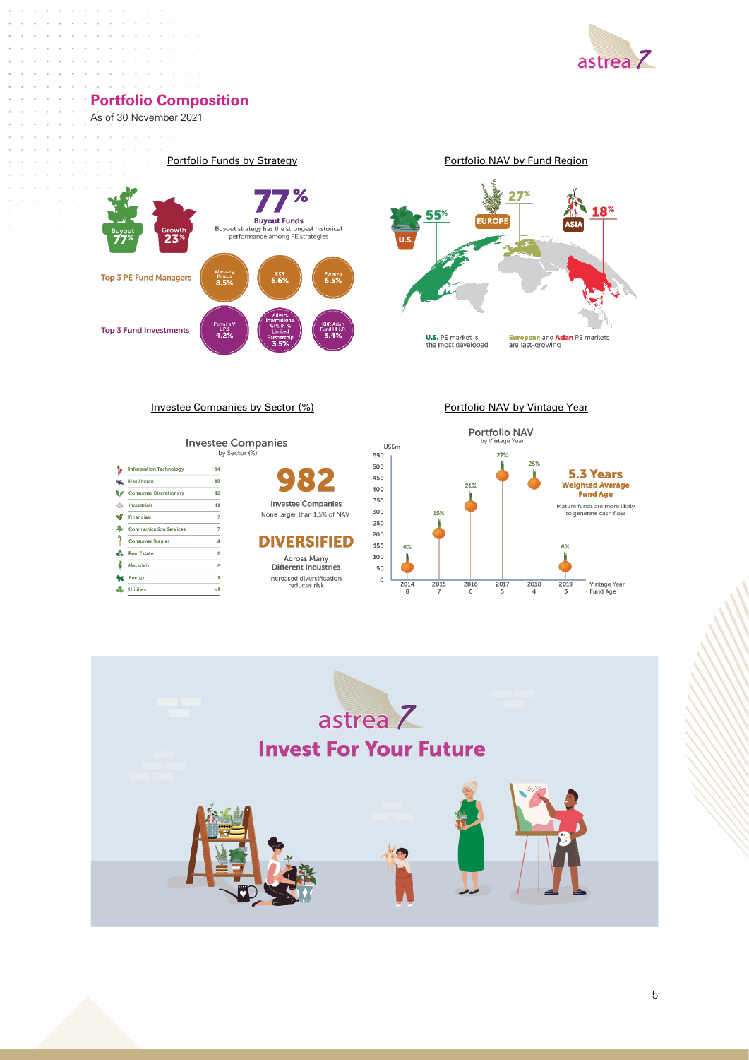## Portfolio Composition

As of 30 November 2021

### Portfolio Funds by Strategy

Buyout 77%

Growth 23%

**77%**

**Buyout Funds**

Buyout strategy has the strongest historical performance among PE strategies

**Top 3 PE Fund Managers**

Warburg Pincus 8.5%

KKR 6.6%

Permira 6.5%

**Top 3 Fund Investments**

Permira V L.P.1 4.2%

Advent International GPE IX-G Limited Partnership 3.5%

KKR Asian Fund III L.P. 3.4%

### Portfolio NAV by Fund Region

U.S. 55%

EUROPE 27%

ASIA 18%

**U.S.** PE market is the most developed

**European** and **Asian** PE markets are fast-growing

### Investee Companies by Sector (%)

**Investee Companies**

by Sector (%)

| | |
|---|---|
| Information Technology | 34 |
| Healthcare | 19 |
| Consumer Discretionary | 12 |
| Industrials | 11 |
| Financials | 7 |
| Communication Services | 7 |
| Consumer Staples | 4 |
| Real Estate | 2 |
| Materials | 2 |
| Energy | 1 |
| Utilities | <1 |

**982**

Investee Companies

None larger than 1.5% of NAV

**DIVERSIFIED**

Across Many Different Industries

Increased diversification reduces risk

### Portfolio NAV by Vintage Year

**Portfolio NAV**

by Vintage Year

US$m

550

500

450

400

350

300

250

200

150

100

50

0

Vintage Year: 2014, 2015, 2016, 2017, 2018, 2019

Fund Age: 8, 7, 6, 5, 4, 3

6%, 15%, 21%, 27%, 25%, 6%

**5.3 Years**

**Weighted Average Fund Age**

Mature funds are more likely to generate cash flow

astrea 7

**Invest For Your Future**